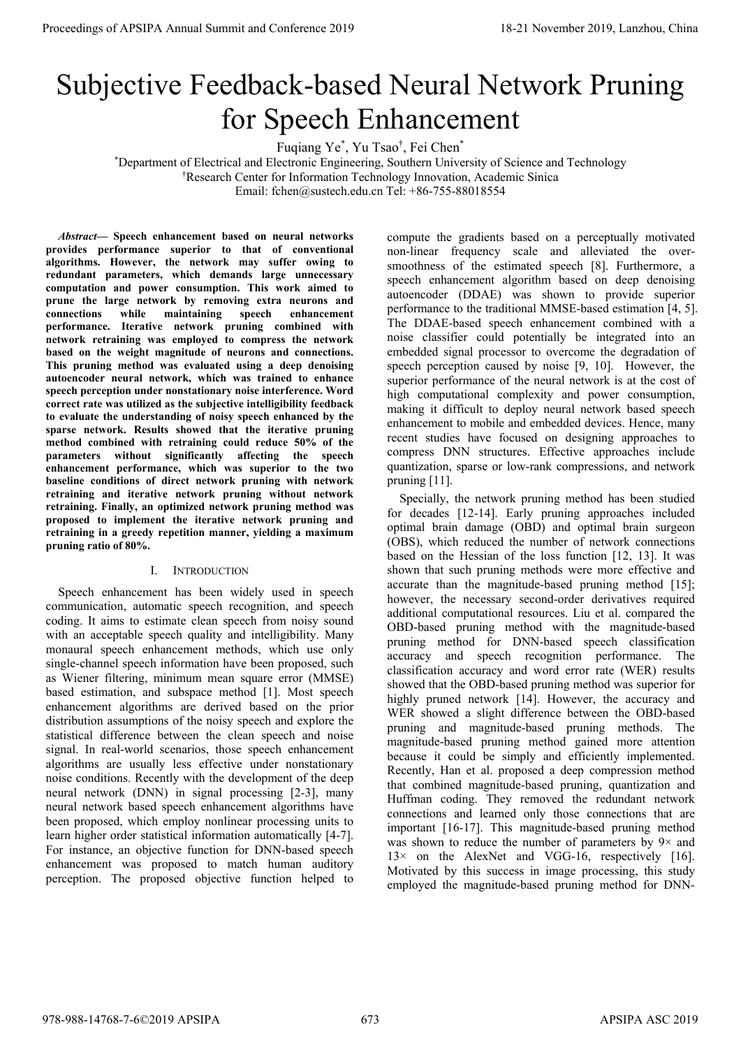# Subjective Feedback-based Neural Network Pruning for Speech Enhancement

Fuqiang Ye[*], Yu Tsao[†], Fei Chen[*]

[*]Department of Electrical and Electronic Engineering, Southern University of Science and Technology

[†]Research Center for Information Technology Innovation, Academic Sinica

Email: fchen@sustech.edu.cn Tel: +86-755-88018554

***Abstract*— Speech enhancement based on neural networks provides performance superior to that of conventional algorithms. However, the network may suffer owing to redundant parameters, which demands large unnecessary computation and power consumption. This work aimed to prune the large network by removing extra neurons and connections while maintaining speech enhancement performance. Iterative network pruning combined with network retraining was employed to compress the network based on the weight magnitude of neurons and connections. This pruning method was evaluated using a deep denoising autoencoder neural network, which was trained to enhance speech perception under nonstationary noise interference. Word correct rate was utilized as the subjective intelligibility feedback to evaluate the understanding of noisy speech enhanced by the sparse network. Results showed that the iterative pruning method combined with retraining could reduce 50% of the parameters without significantly affecting the speech enhancement performance, which was superior to the two baseline conditions of direct network pruning with network retraining and iterative network pruning without network retraining. Finally, an optimized network pruning method was proposed to implement the iterative network pruning and retraining in a greedy repetition manner, yielding a maximum pruning ratio of 80%.**

## I. Introduction

Speech enhancement has been widely used in speech communication, automatic speech recognition, and speech coding. It aims to estimate clean speech from noisy sound with an acceptable speech quality and intelligibility. Many monaural speech enhancement methods, which use only single-channel speech information have been proposed, such as Wiener filtering, minimum mean square error (MMSE) based estimation, and subspace method [1]. Most speech enhancement algorithms are derived based on the prior distribution assumptions of the noisy speech and explore the statistical difference between the clean speech and noise signal. In real-world scenarios, those speech enhancement algorithms are usually less effective under nonstationary noise conditions. Recently with the development of the deep neural network (DNN) in signal processing [2-3], many neural network based speech enhancement algorithms have been proposed, which employ nonlinear processing units to learn higher order statistical information automatically [4-7]. For instance, an objective function for DNN-based speech enhancement was proposed to match human auditory perception. The proposed objective function helped to compute the gradients based on a perceptually motivated non-linear frequency scale and alleviated the over-smoothness of the estimated speech [8]. Furthermore, a speech enhancement algorithm based on deep denoising autoencoder (DDAE) was shown to provide superior performance to the traditional MMSE-based estimation [4, 5]. The DDAE-based speech enhancement combined with a noise classifier could potentially be integrated into an embedded signal processor to overcome the degradation of speech perception caused by noise [9, 10]. However, the superior performance of the neural network is at the cost of high computational complexity and power consumption, making it difficult to deploy neural network based speech enhancement to mobile and embedded devices. Hence, many recent studies have focused on designing approaches to compress DNN structures. Effective approaches include quantization, sparse or low-rank compressions, and network pruning [11].

Specially, the network pruning method has been studied for decades [12-14]. Early pruning approaches included optimal brain damage (OBD) and optimal brain surgeon (OBS), which reduced the number of network connections based on the Hessian of the loss function [12, 13]. It was shown that such pruning methods were more effective and accurate than the magnitude-based pruning method [15]; however, the necessary second-order derivatives required additional computational resources. Liu et al. compared the OBD-based pruning method with the magnitude-based pruning method for DNN-based speech classification accuracy and speech recognition performance. The classification accuracy and word error rate (WER) results showed that the OBD-based pruning method was superior for highly pruned network [14]. However, the accuracy and WER showed a slight difference between the OBD-based pruning and magnitude-based pruning methods. The magnitude-based pruning method gained more attention because it could be simply and efficiently implemented. Recently, Han et al. proposed a deep compression method that combined magnitude-based pruning, quantization and Huffman coding. They removed the redundant network connections and learned only those connections that are important [16-17]. This magnitude-based pruning method was shown to reduce the number of parameters by 9× and 13× on the AlexNet and VGG-16, respectively [16]. Motivated by this success in image processing, this study employed the magnitude-based pruning method for DNN-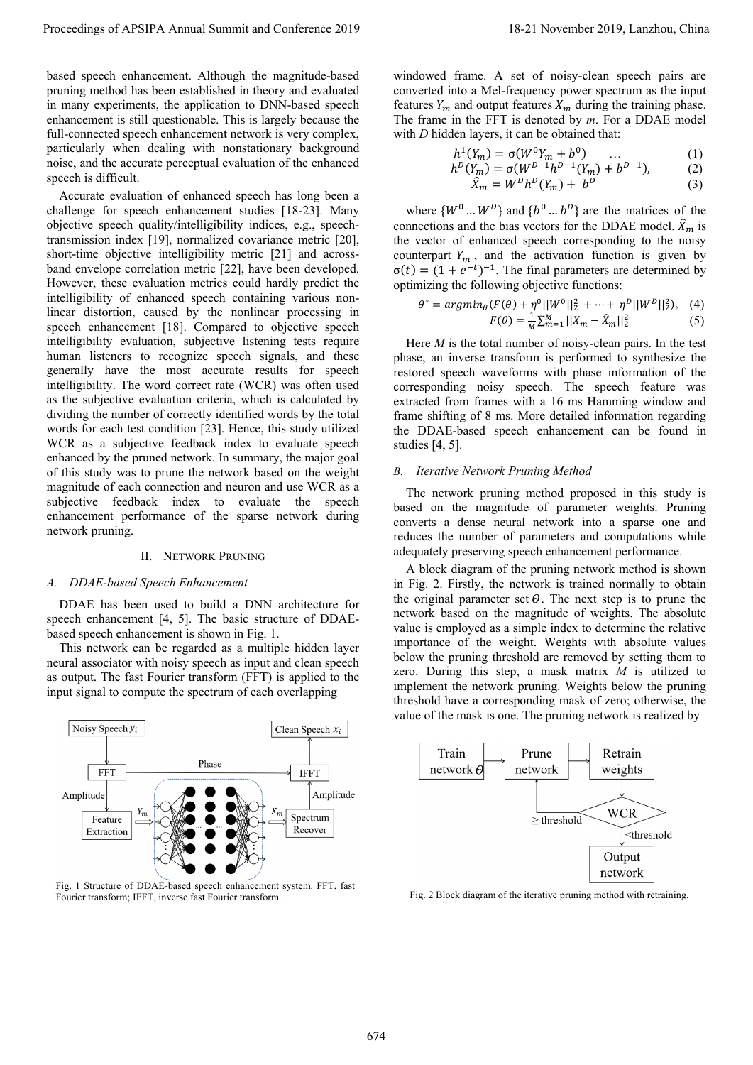based speech enhancement. Although the magnitude-based pruning method has been established in theory and evaluated in many experiments, the application to DNN-based speech enhancement is still questionable. This is largely because the full-connected speech enhancement network is very complex, particularly when dealing with nonstationary background noise, and the accurate perceptual evaluation of the enhanced speech is difficult.

Accurate evaluation of enhanced speech has long been a challenge for speech enhancement studies [18-23]. Many objective speech quality/intelligibility indices, e.g., speech-transmission index [19], normalized covariance metric [20], short-time objective intelligibility metric [21] and across-band envelope correlation metric [22], have been developed. However, these evaluation metrics could hardly predict the intelligibility of enhanced speech containing various non-linear distortion, caused by the nonlinear processing in speech enhancement [18]. Compared to objective speech intelligibility evaluation, subjective listening tests require human listeners to recognize speech signals, and these generally have the most accurate results for speech intelligibility. The word correct rate (WCR) was often used as the subjective evaluation criteria, which is calculated by dividing the number of correctly identified words by the total words for each test condition [23]. Hence, this study utilized WCR as a subjective feedback index to evaluate speech enhanced by the pruned network. In summary, the major goal of this study was to prune the network based on the weight magnitude of each connection and neuron and use WCR as a subjective feedback index to evaluate the speech enhancement performance of the sparse network during network pruning.

## II. Network Pruning

### A. DDAE-based Speech Enhancement

DDAE has been used to build a DNN architecture for speech enhancement [4, 5]. The basic structure of DDAE-based speech enhancement is shown in Fig. 1.

This network can be regarded as a multiple hidden layer neural associator with noisy speech as input and clean speech as output. The fast Fourier transform (FFT) is applied to the input signal to compute the spectrum of each overlapping windowed frame. A set of noisy-clean speech pairs are converted into a Mel-frequency power spectrum as the input features $Y_m$ and output features $X_m$ during the training phase. The frame in the FFT is denoted by $m$. For a DDAE model with $D$ hidden layers, it can be obtained that:

$$h^1(Y_m) = \sigma(W^0 Y_m + b^0) \quad \ldots \tag{1}$$

$$h^D(Y_m) = \sigma(W^{D-1} h^{D-1}(Y_m) + b^{D-1}), \tag{2}$$

$$\hat{X}_m = W^D h^D(Y_m) + b^D \tag{3}$$

Fig. 1 Structure of DDAE-based speech enhancement system. FFT, fast Fourier transform; IFFT, inverse fast Fourier transform.

where $\{W^0 \ldots W^D\}$ and $\{b^0 \ldots b^D\}$ are the matrices of the connections and the bias vectors for the DDAE model. $\hat{X}_m$ is the vector of enhanced speech corresponding to the noisy counterpart $Y_m$, and the activation function is given by $\sigma(t) = (1 + e^{-t})^{-1}$. The final parameters are determined by optimizing the following objective functions:

$$\theta^* = argmin_\theta (F(\theta) + \eta^0 ||W^0||_2^2 + \cdots + \eta^D ||W^D||_2^2), \tag{4}$$

$$F(\theta) = \frac{1}{M} \sum_{m=1}^{M} ||X_m - \hat{X}_m||_2^2 \tag{5}$$

Here $M$ is the total number of noisy-clean pairs. In the test phase, an inverse transform is performed to synthesize the restored speech waveforms with phase information of the corresponding noisy speech. The speech feature was extracted from frames with a 16 ms Hamming window and frame shifting of 8 ms. More detailed information regarding the DDAE-based speech enhancement can be found in studies [4, 5].

### B. Iterative Network Pruning Method

The network pruning method proposed in this study is based on the magnitude of parameter weights. Pruning converts a dense neural network into a sparse one and reduces the number of parameters and computations while adequately preserving speech enhancement performance.

A block diagram of the pruning network method is shown in Fig. 2. Firstly, the network is trained normally to obtain the original parameter set $\Theta$. The next step is to prune the network based on the magnitude of weights. The absolute value is employed as a simple index to determine the relative importance of the weight. Weights with absolute values below the pruning threshold are removed by setting them to zero. During this step, a mask matrix $M$ is utilized to implement the network pruning. Weights below the pruning threshold have a corresponding mask of zero; otherwise, the value of the mask is one. The pruning network is realized by

Fig. 2 Block diagram of the iterative pruning method with retraining.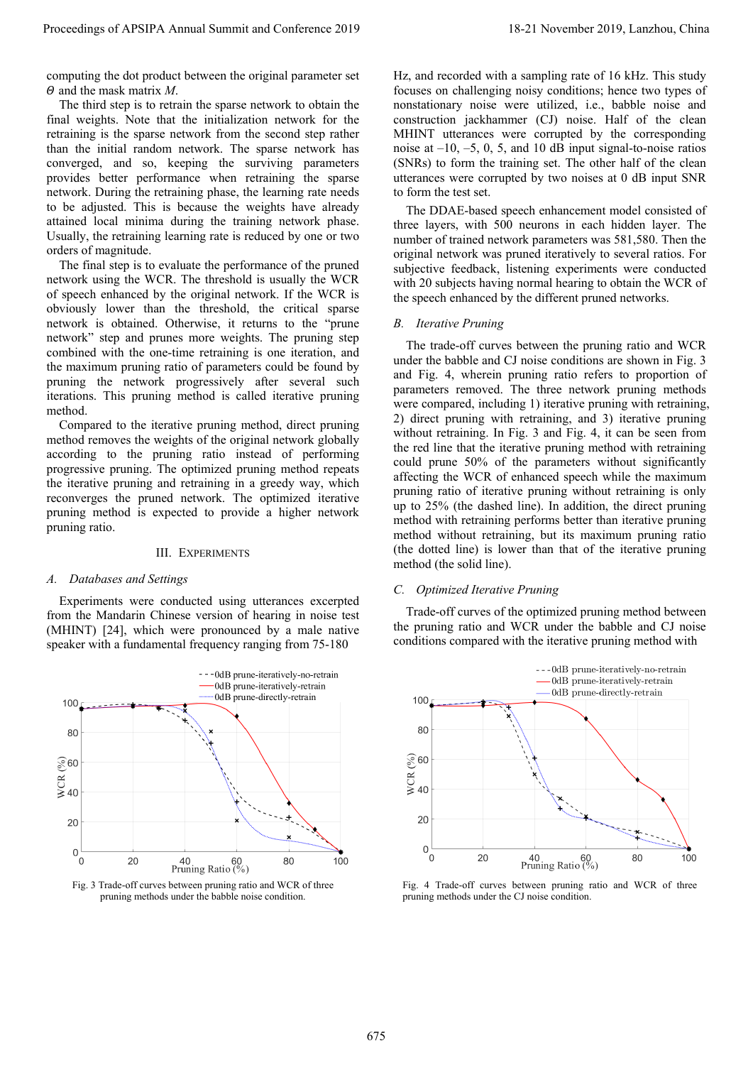computing the dot product between the original parameter set $\Theta$ and the mask matrix $M$.

The third step is to retrain the sparse network to obtain the final weights. Note that the initialization network for the retraining is the sparse network from the second step rather than the initial random network. The sparse network has converged, and so, keeping the surviving parameters provides better performance when retraining the sparse network. During the retraining phase, the learning rate needs to be adjusted. This is because the weights have already attained local minima during the training network phase. Usually, the retraining learning rate is reduced by one or two orders of magnitude.

The final step is to evaluate the performance of the pruned network using the WCR. The threshold is usually the WCR of speech enhanced by the original network. If the WCR is obviously lower than the threshold, the critical sparse network is obtained. Otherwise, it returns to the "prune network" step and prunes more weights. The pruning step combined with the one-time retraining is one iteration, and the maximum pruning ratio of parameters could be found by pruning the network progressively after several such iterations. This pruning method is called iterative pruning method.

Compared to the iterative pruning method, direct pruning method removes the weights of the original network globally according to the pruning ratio instead of performing progressive pruning. The optimized pruning method repeats the iterative pruning and retraining in a greedy way, which reconverges the pruned network. The optimized iterative pruning method is expected to provide a higher network pruning ratio.

## III. Experiments

### A. Databases and Settings

Experiments were conducted using utterances excerpted from the Mandarin Chinese version of hearing in noise test (MHINT) [24], which were pronounced by a male native speaker with a fundamental frequency ranging from 75-180 Hz, and recorded with a sampling rate of 16 kHz. This study focuses on challenging noisy conditions; hence two types of nonstationary noise were utilized, i.e., babble noise and construction jackhammer (CJ) noise. Half of the clean MHINT utterances were corrupted by the corresponding noise at –10, –5, 0, 5, and 10 dB input signal-to-noise ratios (SNRs) to form the training set. The other half of the clean utterances were corrupted by two noises at 0 dB input SNR to form the test set.

The DDAE-based speech enhancement model consisted of three layers, with 500 neurons in each hidden layer. The number of trained network parameters was 581,580. Then the original network was pruned iteratively to several ratios. For subjective feedback, listening experiments were conducted with 20 subjects having normal hearing to obtain the WCR of the speech enhanced by the different pruned networks.

### B. Iterative Pruning

The trade-off curves between the pruning ratio and WCR under the babble and CJ noise conditions are shown in Fig. 3 and Fig. 4, wherein pruning ratio refers to proportion of parameters removed. The three network pruning methods were compared, including 1) iterative pruning with retraining, 2) direct pruning with retraining, and 3) iterative pruning without retraining. In Fig. 3 and Fig. 4, it can be seen from the red line that the iterative pruning method with retraining could prune 50% of the parameters without significantly affecting the WCR of enhanced speech while the maximum pruning ratio of iterative pruning without retraining is only up to 25% (the dashed line). In addition, the direct pruning method with retraining performs better than iterative pruning method without retraining, but its maximum pruning ratio (the dotted line) is lower than that of the iterative pruning method (the solid line).

### C. Optimized Iterative Pruning

Trade-off curves of the optimized pruning method between the pruning ratio and WCR under the babble and CJ noise conditions compared with the iterative pruning method with

Fig. 3 Trade-off curves between pruning ratio and WCR of three pruning methods under the babble noise condition.

Fig. 4 Trade-off curves between pruning ratio and WCR of three pruning methods under the CJ noise condition.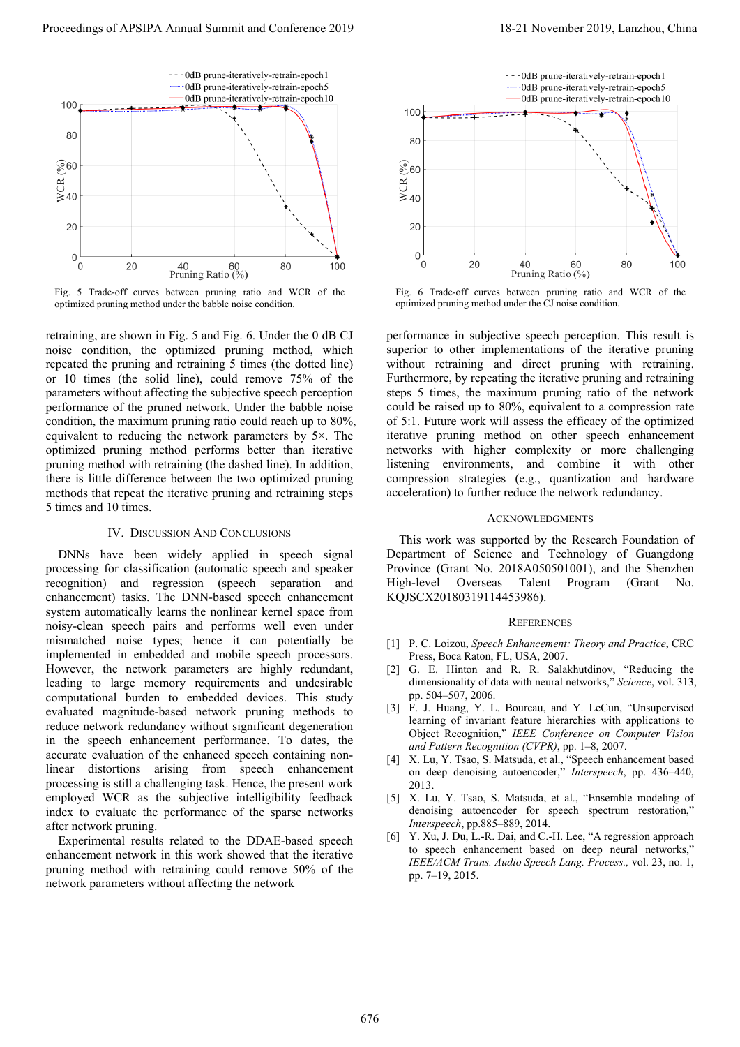Fig. 5 Trade-off curves between pruning ratio and WCR of the optimized pruning method under the babble noise condition.

Fig. 6 Trade-off curves between pruning ratio and WCR of the optimized pruning method under the CJ noise condition.

retraining, are shown in Fig. 5 and Fig. 6. Under the 0 dB CJ noise condition, the optimized pruning method, which repeated the pruning and retraining 5 times (the dotted line) or 10 times (the solid line), could remove 75% of the parameters without affecting the subjective speech perception performance of the pruned network. Under the babble noise condition, the maximum pruning ratio could reach up to 80%, equivalent to reducing the network parameters by 5×. The optimized pruning method performs better than iterative pruning method with retraining (the dashed line). In addition, there is little difference between the two optimized pruning methods that repeat the iterative pruning and retraining steps 5 times and 10 times.

## IV. Discussion And Conclusions

DNNs have been widely applied in speech signal processing for classification (automatic speech and speaker recognition) and regression (speech separation and enhancement) tasks. The DNN-based speech enhancement system automatically learns the nonlinear kernel space from noisy-clean speech pairs and performs well even under mismatched noise types; hence it can potentially be implemented in embedded and mobile speech processors. However, the network parameters are highly redundant, leading to large memory requirements and undesirable computational burden to embedded devices. This study evaluated magnitude-based network pruning methods to reduce network redundancy without significant degeneration in the speech enhancement performance. To dates, the accurate evaluation of the enhanced speech containing non-linear distortions arising from speech enhancement processing is still a challenging task. Hence, the present work employed WCR as the subjective intelligibility feedback index to evaluate the performance of the sparse networks after network pruning.

Experimental results related to the DDAE-based speech enhancement network in this work showed that the iterative pruning method with retraining could remove 50% of the network parameters without affecting the network performance in subjective speech perception. This result is superior to other implementations of the iterative pruning without retraining and direct pruning with retraining. Furthermore, by repeating the iterative pruning and retraining steps 5 times, the maximum pruning ratio of the network could be raised up to 80%, equivalent to a compression rate of 5:1. Future work will assess the efficacy of the optimized iterative pruning method on other speech enhancement networks with higher complexity or more challenging listening environments, and combine it with other compression strategies (e.g., quantization and hardware acceleration) to further reduce the network redundancy.

## Acknowledgments

This work was supported by the Research Foundation of Department of Science and Technology of Guangdong Province (Grant No. 2018A050501001), and the Shenzhen High-level Overseas Talent Program (Grant No. KQJSCX20180319114453986).

## References

[1] P. C. Loizou, *Speech Enhancement: Theory and Practice*, CRC Press, Boca Raton, FL, USA, 2007.

[2] G. E. Hinton and R. R. Salakhutdinov, "Reducing the dimensionality of data with neural networks," *Science*, vol. 313, pp. 504–507, 2006.

[3] F. J. Huang, Y. L. Boureau, and Y. LeCun, "Unsupervised learning of invariant feature hierarchies with applications to Object Recognition," *IEEE Conference on Computer Vision and Pattern Recognition (CVPR)*, pp. 1–8, 2007.

[4] X. Lu, Y. Tsao, S. Matsuda, et al., "Speech enhancement based on deep denoising autoencoder," *Interspeech*, pp. 436–440, 2013.

[5] X. Lu, Y. Tsao, S. Matsuda, et al., "Ensemble modeling of denoising autoencoder for speech spectrum restoration," *Interspeech*, pp.885–889, 2014.

[6] Y. Xu, J. Du, L.-R. Dai, and C.-H. Lee, "A regression approach to speech enhancement based on deep neural networks," *IEEE/ACM Trans. Audio Speech Lang. Process.,* vol. 23, no. 1, pp. 7–19, 2015.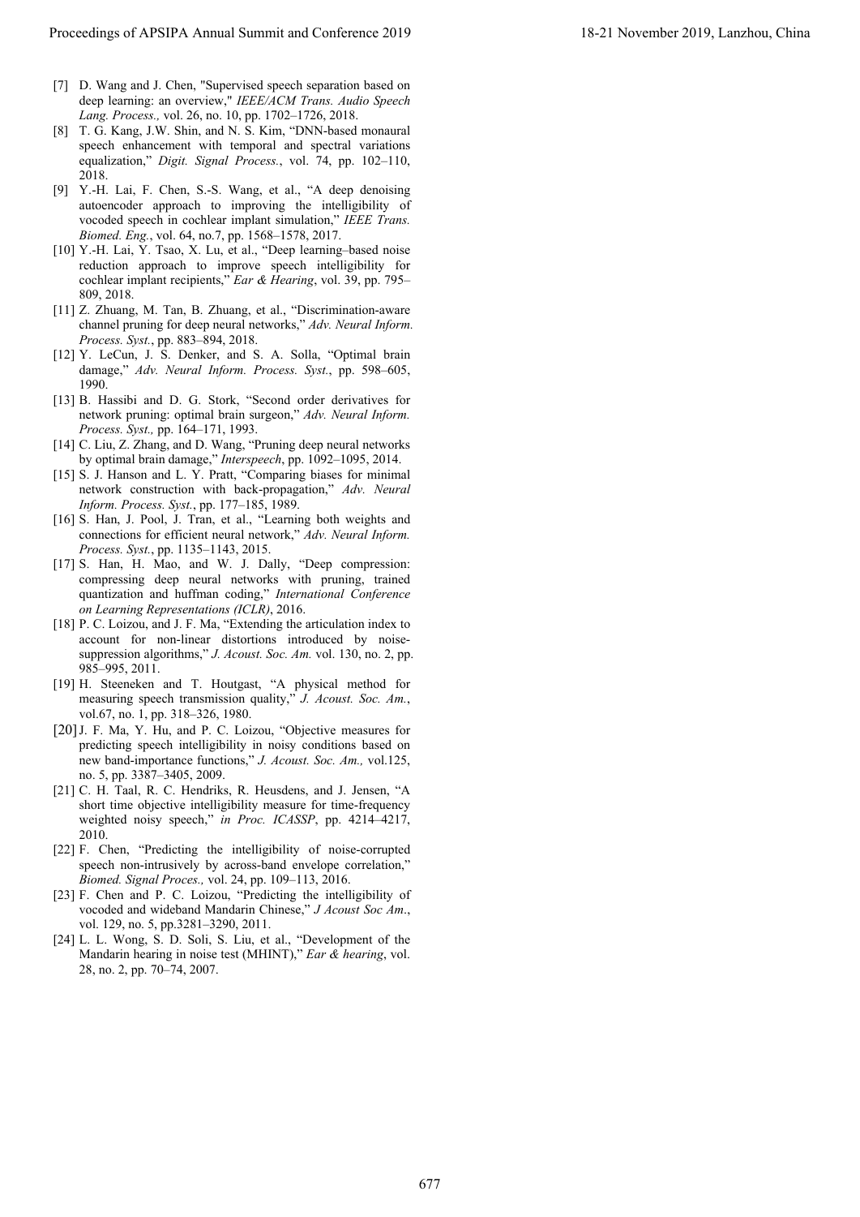[7] D. Wang and J. Chen, "Supervised speech separation based on deep learning: an overview," *IEEE/ACM Trans. Audio Speech Lang. Process.,* vol. 26, no. 10, pp. 1702–1726, 2018.

[8] T. G. Kang, J.W. Shin, and N. S. Kim, "DNN-based monaural speech enhancement with temporal and spectral variations equalization," *Digit. Signal Process.*, vol. 74, pp. 102–110, 2018.

[9] Y.-H. Lai, F. Chen, S.-S. Wang, et al., "A deep denoising autoencoder approach to improving the intelligibility of vocoded speech in cochlear implant simulation," *IEEE Trans. Biomed. Eng.*, vol. 64, no.7, pp. 1568–1578, 2017.

[10] Y.-H. Lai, Y. Tsao, X. Lu, et al., "Deep learning–based noise reduction approach to improve speech intelligibility for cochlear implant recipients," *Ear & Hearing*, vol. 39, pp. 795–809, 2018.

[11] Z. Zhuang, M. Tan, B. Zhuang, et al., "Discrimination-aware channel pruning for deep neural networks," *Adv. Neural Inform. Process. Syst.*, pp. 883–894, 2018.

[12] Y. LeCun, J. S. Denker, and S. A. Solla, "Optimal brain damage," *Adv. Neural Inform. Process. Syst.*, pp. 598–605, 1990.

[13] B. Hassibi and D. G. Stork, "Second order derivatives for network pruning: optimal brain surgeon," *Adv. Neural Inform. Process. Syst.,* pp. 164–171, 1993.

[14] C. Liu, Z. Zhang, and D. Wang, "Pruning deep neural networks by optimal brain damage," *Interspeech*, pp. 1092–1095, 2014.

[15] S. J. Hanson and L. Y. Pratt, "Comparing biases for minimal network construction with back-propagation," *Adv. Neural Inform. Process. Syst.*, pp. 177–185, 1989.

[16] S. Han, J. Pool, J. Tran, et al., "Learning both weights and connections for efficient neural network," *Adv. Neural Inform. Process. Syst.*, pp. 1135–1143, 2015.

[17] S. Han, H. Mao, and W. J. Dally, "Deep compression: compressing deep neural networks with pruning, trained quantization and huffman coding," *International Conference on Learning Representations (ICLR)*, 2016.

[18] P. C. Loizou, and J. F. Ma, "Extending the articulation index to account for non-linear distortions introduced by noise-suppression algorithms," *J. Acoust. Soc. Am.* vol. 130, no. 2, pp. 985–995, 2011.

[19] H. Steeneken and T. Houtgast, "A physical method for measuring speech transmission quality," *J. Acoust. Soc. Am.*, vol.67, no. 1, pp. 318–326, 1980.

[20] J. F. Ma, Y. Hu, and P. C. Loizou, "Objective measures for predicting speech intelligibility in noisy conditions based on new band-importance functions," *J. Acoust. Soc. Am.,* vol.125, no. 5, pp. 3387–3405, 2009.

[21] C. H. Taal, R. C. Hendriks, R. Heusdens, and J. Jensen, "A short time objective intelligibility measure for time-frequency weighted noisy speech," *in Proc. ICASSP*, pp. 4214–4217, 2010.

[22] F. Chen, "Predicting the intelligibility of noise-corrupted speech non-intrusively by across-band envelope correlation," *Biomed. Signal Proces.,* vol. 24, pp. 109–113, 2016.

[23] F. Chen and P. C. Loizou, "Predicting the intelligibility of vocoded and wideband Mandarin Chinese," *J Acoust Soc Am*., vol. 129, no. 5, pp.3281–3290, 2011.

[24] L. L. Wong, S. D. Soli, S. Liu, et al., "Development of the Mandarin hearing in noise test (MHINT)," *Ear & hearing*, vol. 28, no. 2, pp. 70–74, 2007.